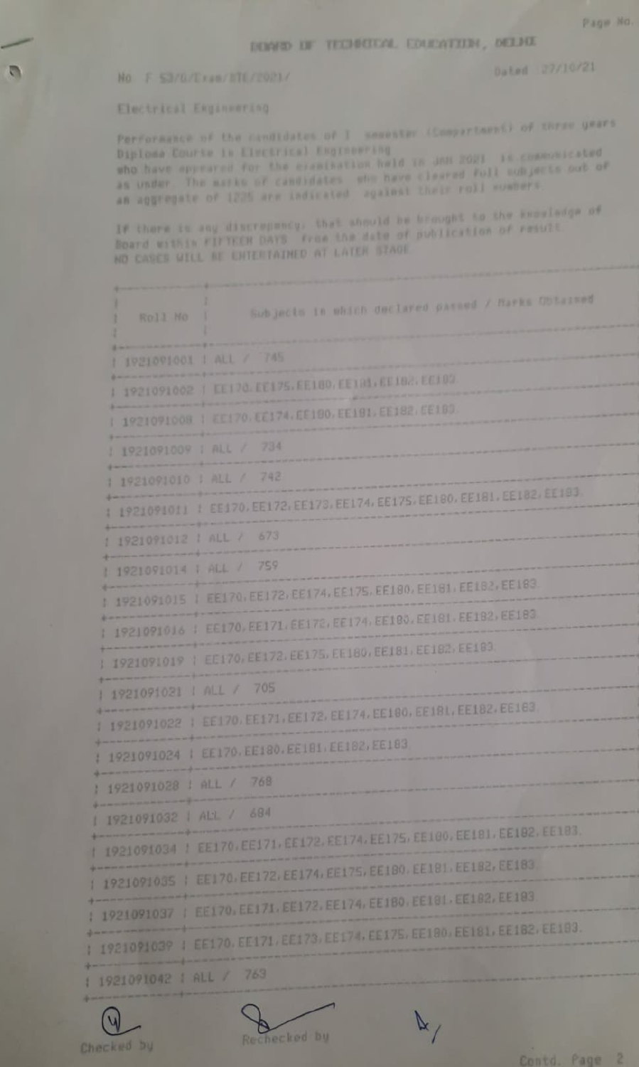BOARD OF TECHNICAL EDUCATION, DELHI

No F 53/D/Exam/BTE/2021/ Dated 27/10/21

Electrical Engineering

Performance of the candidates of I semester (Compartment) of three years Diploma Course in Electrical Engineering who have appeared for the examination held in JAN 2021 is communicated as under. The marks of candidates who have cleared full subjects out of an aggregate of 1225 are indicated against their roll numbers

If there is any discrepancy, that should be brought to the knowledge of Board within FIFTEEN DAYS from the date of publication of result NO CASES WILL BE ENTERTAINED AT LATER STAGE

| Roll No | Subjects in which declared passed / Marks Obtained |
|---|---|
| 1921091001 | ALL / 745 |
| 1921091002 | EE170, EE175, EE180, EE181, EE182, EE183 |
| 1921091008 | EE170, EE174, EE180, EE181, EE182, EE183 |
| 1921091009 | ALL / 734 |
| 1921091010 | ALL / 742 |
| 1921091011 | EE170, EE172, EE173, EE174, EE175, EE180, EE181, EE182, EE183 |
| 1921091012 | ALL / 673 |
| 1921091014 | ALL / 759 |
| 1921091015 | EE170, EE172, EE174, EE175, EE180, EE181, EE182, EE183 |
| 1921091016 | EE170, EE171, EE172, EE174, EE180, EE181, EE182, EE183 |
| 1921091019 | EE170, EE172, EE175, EE180, EE181, EE182, EE183 |
| 1921091021 | ALL / 705 |
| 1921091022 | EE170, EE171, EE172, EE174, EE180, EE181, EE182, EE183 |
| 1921091024 | EE170, EE180, EE181, EE182, EE183 |
| 1921091028 | ALL / 768 |
| 1921091032 | ALL / 684 |
| 1921091034 | EE170, EE171, EE172, EE174, EE175, EE180, EE181, EE182, EE183 |
| 1921091035 | EE170, EE172, EE174, EE175, EE180, EE181, EE182, EE183 |
| 1921091037 | EE170, EE171, EE172, EE174, EE180, EE181, EE182, EE183 |
| 1921091039 | EE170, EE171, EE173, EE174, EE175, EE180, EE181, EE182, EE183 |
| 1921091042 | ALL / 763 |

Checked by &nbsp;&nbsp;&nbsp;&nbsp; Rechecked by

Contd. Page 2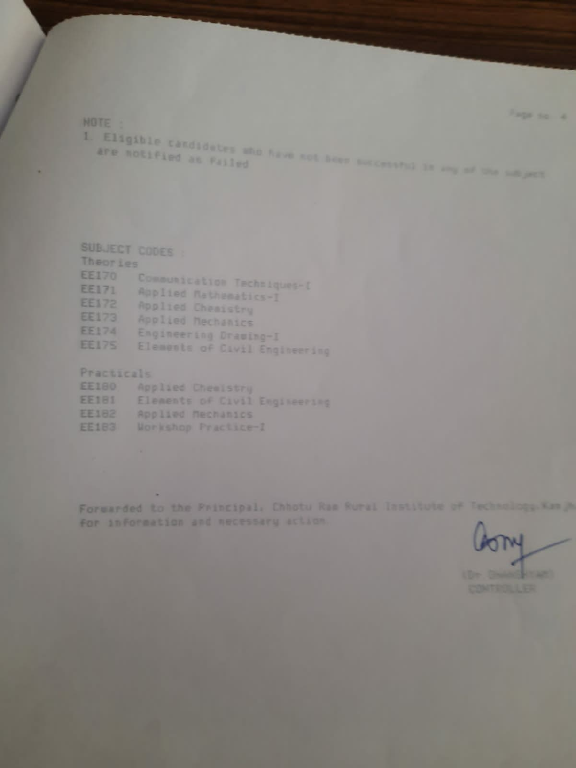NOTE :

1. Eligible candidates who have not been successful in any of the subject are notified as Failed

SUBJECT CODES :

Theories

EE170 Communication Techniques-I
EE171 Applied Mathematics-I
EE172 Applied Chemistry
EE173 Applied Mechanics
EE174 Engineering Drawing-I
EE175 Elements of Civil Engineering

Practicals

EE180 Applied Chemistry
EE181 Elements of Civil Engineering
EE182 Applied Mechanics
EE183 Workshop Practice-I

Forwarded to the Principal, Chhotu Ram Rural Institute of Technology, Kanjh
for information and necessary action.

(Dr GHANSHYAM)
CONTROLLER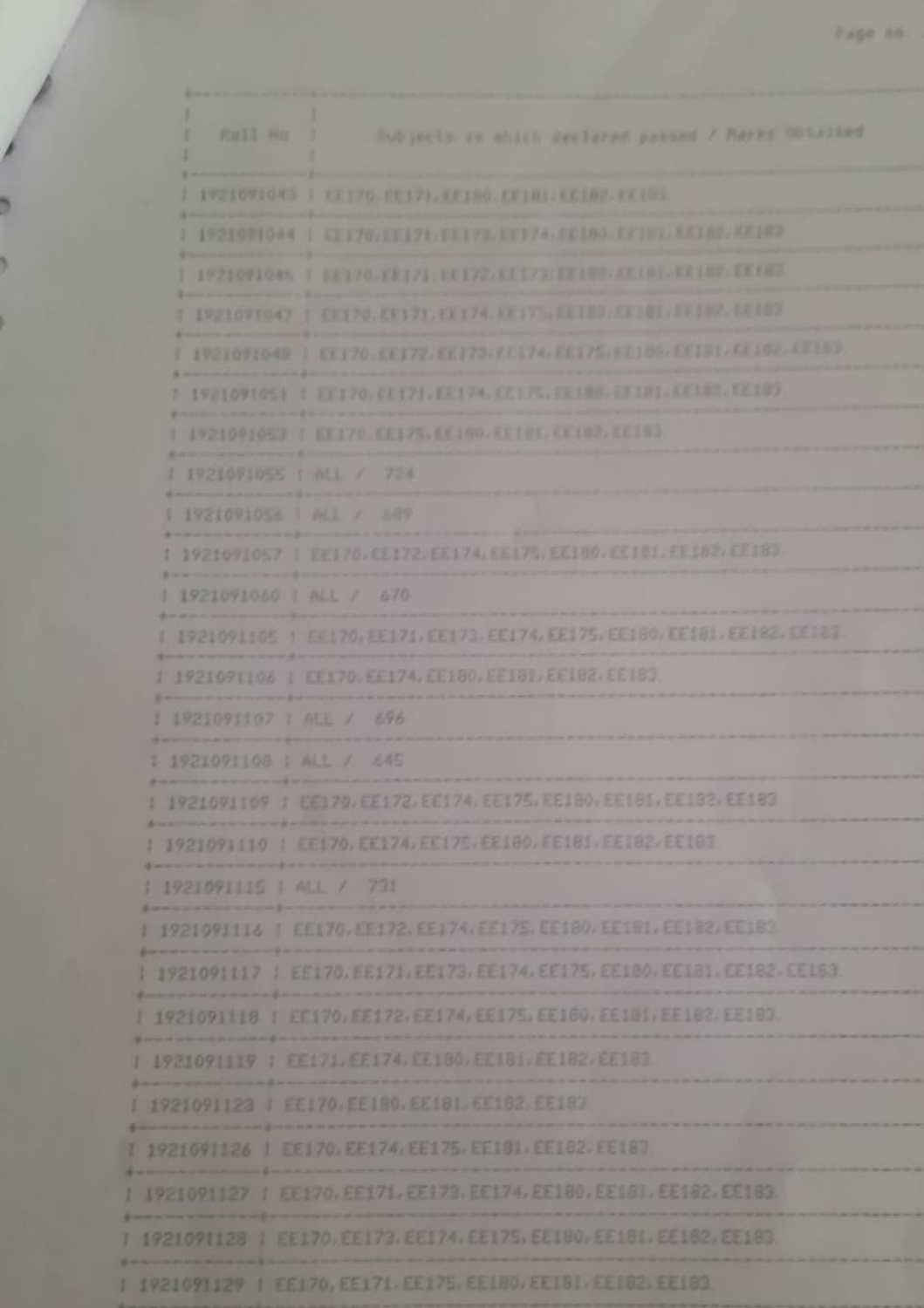| Roll No | Subjects in which declared passed / Marks Obtained |
|---|---|
| 1921091043 | EE170, EE171, EE180, EE181, EE182, EE183 |
| 1921091044 | EE170, EE171, EE173, EE174, EE180, EE181, EE182, EE183 |
| 1921091045 | EE170, EE171, EE172, EE173, EE180, EE181, EE182, EE183 |
| 1921091047 | EE170, EE171, EE174, EE175, EE180, EE181, EE182, EE183 |
| 1921091048 | EE170, EE172, EE173, EE174, EE175, EE180, EE181, EE182, EE183 |
| 1921091051 | EE170, EE171, EE174, EE175, EE180, EE181, EE182, EE183 |
| 1921091053 | EE170, EE175, EE180, EE181, EE182, EE183 |
| 1921091055 | ALL / 724 |
| 1921091056 | ALL / 689 |
| 1921091057 | EE170, EE172, EE174, EE175, EE180, EE181, EE182, EE183 |
| 1921091060 | ALL / 670 |
| 1921091105 | EE170, EE171, EE173, EE174, EE175, EE180, EE181, EE182, EE183 |
| 1921091106 | EE170, EE174, EE180, EE181, EE182, EE183 |
| 1921091107 | ALL / 696 |
| 1921091108 | ALL / 645 |
| 1921091109 | EE170, EE172, EE174, EE175, EE180, EE181, EE182, EE183 |
| 1921091110 | EE170, EE174, EE175, EE180, EE181, EE182, EE183 |
| 1921091115 | ALL / 731 |
| 1921091116 | EE170, EE172, EE174, EE175, EE180, EE181, EE182, EE183 |
| 1921091117 | EE170, EE171, EE173, EE174, EE175, EE180, EE181, EE182, EE183 |
| 1921091118 | EE170, EE172, EE174, EE175, EE180, EE181, EE182, EE183 |
| 1921091119 | EE171, EE174, EE180, EE181, EE182, EE183 |
| 1921091123 | EE170, EE180, EE181, EE182, EE183 |
| 1921091126 | EE170, EE174, EE175, EE181, EE182, EE183 |
| 1921091127 | EE170, EE171, EE173, EE174, EE180, EE181, EE182, EE183 |
| 1921091128 | EE170, EE173, EE174, EE175, EE180, EE181, EE182, EE183 |
| 1921091129 | EE170, EE171, EE175, EE180, EE181, EE182, EE183 |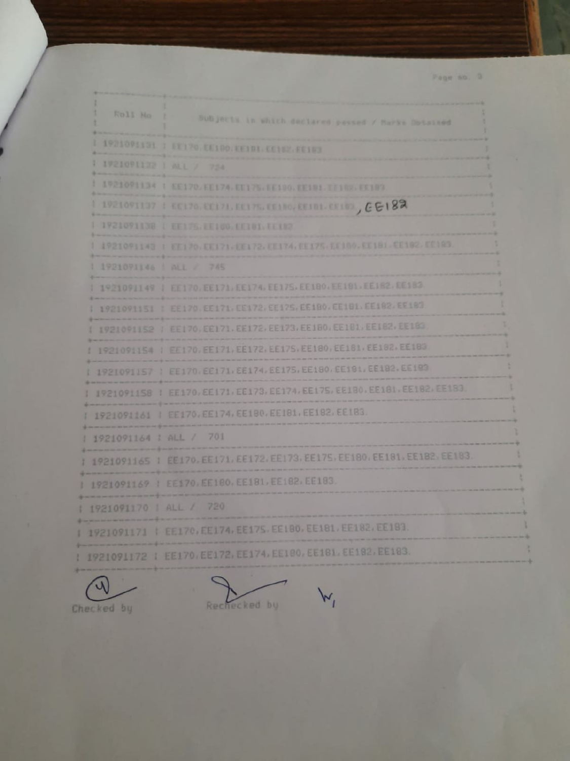| Roll No | Subjects in which declared passed / Marks Obtained |
| --- | --- |
| 1921091131 | EE170, EE180, EE181, EE182, EE183 |
| 1921091132 | ALL / 724 |
| 1921091134 | EE170, EE174, EE175, EE180, EE181, EE182, EE183 |
| 1921091137 | EE170, EE171, EE175, EE180, EE181, EE183, EE182 |
| 1921091138 | EE175, EE180, EE181, EE182 |
| 1921091143 | EE170, EE171, EE172, EE174, EE175, EE180, EE181, EE182, EE183 |
| 1921091146 | ALL / 745 |
| 1921091149 | EE170, EE171, EE174, EE175, EE180, EE181, EE182, EE183 |
| 1921091151 | EE170, EE171, EE172, EE175, EE180, EE181, EE182, EE183 |
| 1921091152 | EE170, EE171, EE172, EE173, EE180, EE181, EE182, EE183 |
| 1921091154 | EE170, EE171, EE172, EE175, EE180, EE181, EE182, EE183 |
| 1921091157 | EE170, EE171, EE174, EE175, EE180, EE181, EE182, EE183 |
| 1921091158 | EE170, EE171, EE173, EE174, EE175, EE180, EE181, EE182, EE183 |
| 1921091161 | EE170, EE174, EE180, EE181, EE182, EE183 |
| 1921091164 | ALL / 701 |
| 1921091165 | EE170, EE171, EE172, EE173, EE175, EE180, EE181, EE182, EE183 |
| 1921091169 | EE170, EE180, EE181, EE182, EE183 |
| 1921091170 | ALL / 720 |
| 1921091171 | EE170, EE174, EE175, EE180, EE181, EE182, EE183 |
| 1921091172 | EE170, EE172, EE174, EE180, EE181, EE182, EE183 |

Checked by          Rechecked by